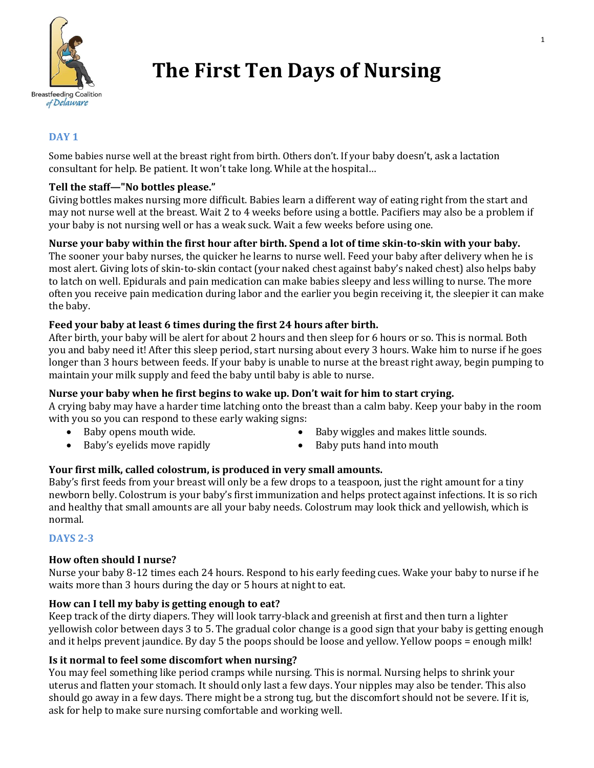# The First Ten Days of Nursing

Breastfeeding Coalition *of Delaware*

## DAY 1

Some babies nurse well at the breast right from birth. Others don't. If your baby doesn't, ask a lactation consultant for help. Be patient. It won't take long. While at the hospital…

### Tell the staff—"No bottles please."

Giving bottles makes nursing more difficult. Babies learn a different way of eating right from the start and may not nurse well at the breast. Wait 2 to 4 weeks before using a bottle. Pacifiers may also be a problem if your baby is not nursing well or has a weak suck. Wait a few weeks before using one.

### Nurse your baby within the first hour after birth. Spend a lot of time skin-to-skin with your baby.

The sooner your baby nurses, the quicker he learns to nurse well. Feed your baby after delivery when he is most alert. Giving lots of skin-to-skin contact (your naked chest against baby's naked chest) also helps baby to latch on well. Epidurals and pain medication can make babies sleepy and less willing to nurse. The more often you receive pain medication during labor and the earlier you begin receiving it, the sleepier it can make the baby.

### Feed your baby at least 6 times during the first 24 hours after birth.

After birth, your baby will be alert for about 2 hours and then sleep for 6 hours or so. This is normal. Both you and baby need it! After this sleep period, start nursing about every 3 hours. Wake him to nurse if he goes longer than 3 hours between feeds. If your baby is unable to nurse at the breast right away, begin pumping to maintain your milk supply and feed the baby until baby is able to nurse.

### Nurse your baby when he first begins to wake up. Don't wait for him to start crying.

A crying baby may have a harder time latching onto the breast than a calm baby. Keep your baby in the room with you so you can respond to these early waking signs:

- Baby opens mouth wide.
- Baby's eyelids move rapidly
- Baby wiggles and makes little sounds.
- Baby puts hand into mouth

### Your first milk, called colostrum, is produced in very small amounts.

Baby's first feeds from your breast will only be a few drops to a teaspoon, just the right amount for a tiny newborn belly. Colostrum is your baby's first immunization and helps protect against infections. It is so rich and healthy that small amounts are all your baby needs. Colostrum may look thick and yellowish, which is normal.

## DAYS 2-3

### How often should I nurse?

Nurse your baby 8-12 times each 24 hours. Respond to his early feeding cues. Wake your baby to nurse if he waits more than 3 hours during the day or 5 hours at night to eat.

### How can I tell my baby is getting enough to eat?

Keep track of the dirty diapers. They will look tarry-black and greenish at first and then turn a lighter yellowish color between days 3 to 5. The gradual color change is a good sign that your baby is getting enough and it helps prevent jaundice. By day 5 the poops should be loose and yellow. Yellow poops = enough milk!

### Is it normal to feel some discomfort when nursing?

You may feel something like period cramps while nursing. This is normal. Nursing helps to shrink your uterus and flatten your stomach. It should only last a few days. Your nipples may also be tender. This also should go away in a few days. There might be a strong tug, but the discomfort should not be severe. If it is, ask for help to make sure nursing comfortable and working well.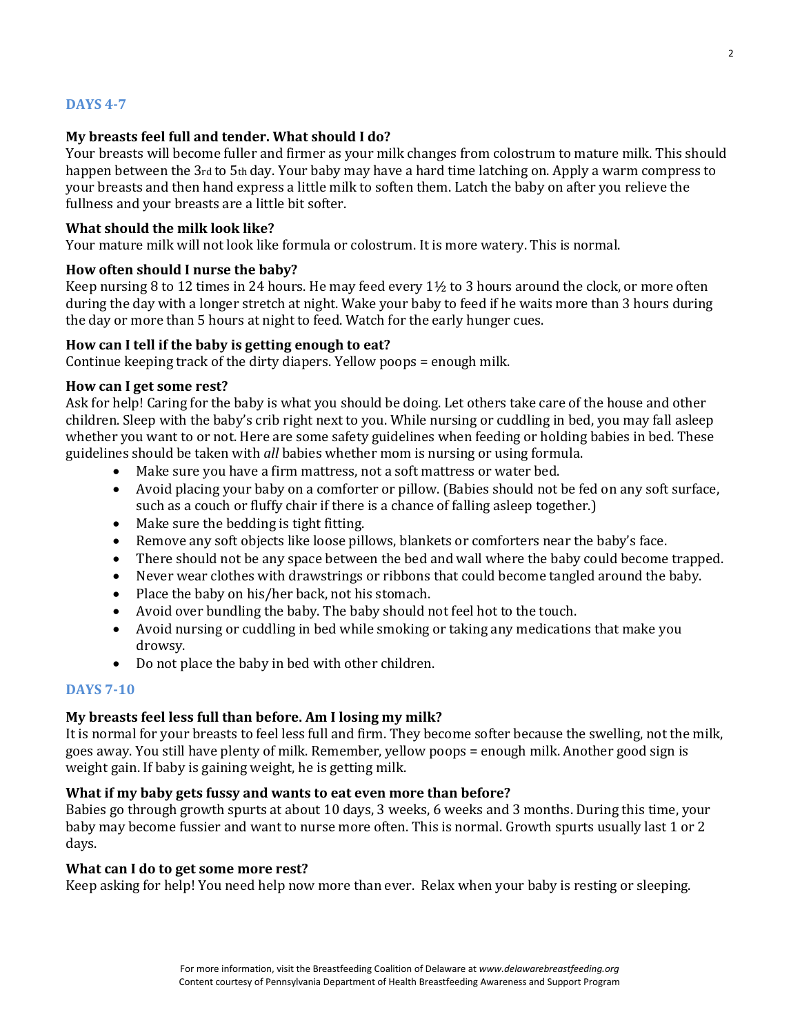## DAYS 4-7

**My breasts feel full and tender. What should I do?**
Your breasts will become fuller and firmer as your milk changes from colostrum to mature milk. This should happen between the 3rd to 5th day. Your baby may have a hard time latching on. Apply a warm compress to your breasts and then hand express a little milk to soften them. Latch the baby on after you relieve the fullness and your breasts are a little bit softer.

**What should the milk look like?**
Your mature milk will not look like formula or colostrum. It is more watery. This is normal.

**How often should I nurse the baby?**
Keep nursing 8 to 12 times in 24 hours. He may feed every 1½ to 3 hours around the clock, or more often during the day with a longer stretch at night. Wake your baby to feed if he waits more than 3 hours during the day or more than 5 hours at night to feed. Watch for the early hunger cues.

**How can I tell if the baby is getting enough to eat?**
Continue keeping track of the dirty diapers. Yellow poops = enough milk.

**How can I get some rest?**
Ask for help! Caring for the baby is what you should be doing. Let others take care of the house and other children. Sleep with the baby's crib right next to you. While nursing or cuddling in bed, you may fall asleep whether you want to or not. Here are some safety guidelines when feeding or holding babies in bed. These guidelines should be taken with *all* babies whether mom is nursing or using formula.

- Make sure you have a firm mattress, not a soft mattress or water bed.
- Avoid placing your baby on a comforter or pillow. (Babies should not be fed on any soft surface, such as a couch or fluffy chair if there is a chance of falling asleep together.)
- Make sure the bedding is tight fitting.
- Remove any soft objects like loose pillows, blankets or comforters near the baby's face.
- There should not be any space between the bed and wall where the baby could become trapped.
- Never wear clothes with drawstrings or ribbons that could become tangled around the baby.
- Place the baby on his/her back, not his stomach.
- Avoid over bundling the baby. The baby should not feel hot to the touch.
- Avoid nursing or cuddling in bed while smoking or taking any medications that make you drowsy.
- Do not place the baby in bed with other children.

## DAYS 7-10

**My breasts feel less full than before. Am I losing my milk?**
It is normal for your breasts to feel less full and firm. They become softer because the swelling, not the milk, goes away. You still have plenty of milk. Remember, yellow poops = enough milk. Another good sign is weight gain. If baby is gaining weight, he is getting milk.

**What if my baby gets fussy and wants to eat even more than before?**
Babies go through growth spurts at about 10 days, 3 weeks, 6 weeks and 3 months. During this time, your baby may become fussier and want to nurse more often. This is normal. Growth spurts usually last 1 or 2 days.

**What can I do to get some more rest?**
Keep asking for help! You need help now more than ever. Relax when your baby is resting or sleeping.

For more information, visit the Breastfeeding Coalition of Delaware at *www.delawarebreastfeeding.org*
Content courtesy of Pennsylvania Department of Health Breastfeeding Awareness and Support Program